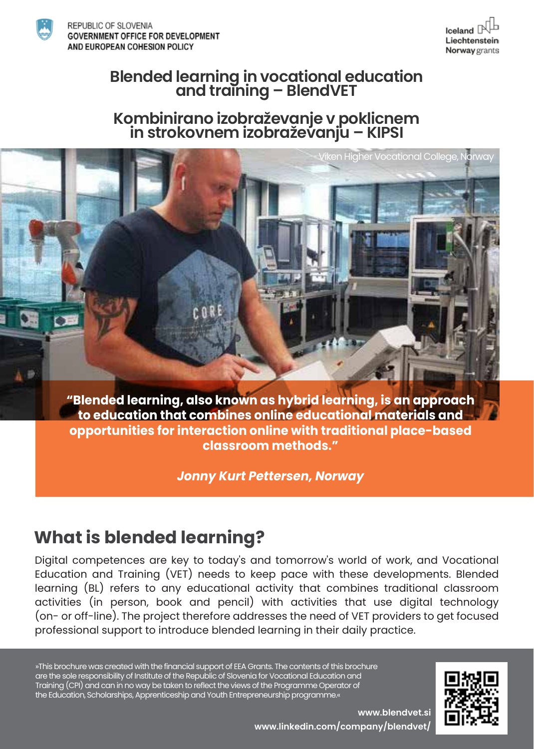REPUBLIC OF SLOVENIA
GOVERNMENT OFFICE FOR DEVELOPMENT
AND EUROPEAN COHESION POLICY

Iceland
Liechtenstein
Norway grants

# Blended learning in vocational education and training – BlendVET

# Kombinirano izobraževanje v poklicnem in strokovnem izobraževanju – KIPSI

Viken Higher Vocational College, Norway

**“Blended learning, also known as hybrid learning, is an approach to education that combines online educational materials and opportunities for interaction online with traditional place-based classroom methods.”**

***Jonny Kurt Pettersen, Norway***

## What is blended learning?

Digital competences are key to today's and tomorrow's world of work, and Vocational Education and Training (VET) needs to keep pace with these developments. Blended learning (BL) refers to any educational activity that combines traditional classroom activities (in person, book and pencil) with activities that use digital technology (on- or off-line). The project therefore addresses the need of VET providers to get focused professional support to introduce blended learning in their daily practice.

»This brochure was created with the financial support of EEA Grants. The contents of this brochure are the sole responsibility of Institute of the Republic of Slovenia for Vocational Education and Training (CPI) and can in no way be taken to reflect the views of the Programme Operator of the Education, Scholarships, Apprenticeship and Youth Entrepreneurship programme.«

**www.blendvet.si**
**www.linkedin.com/company/blendvet/**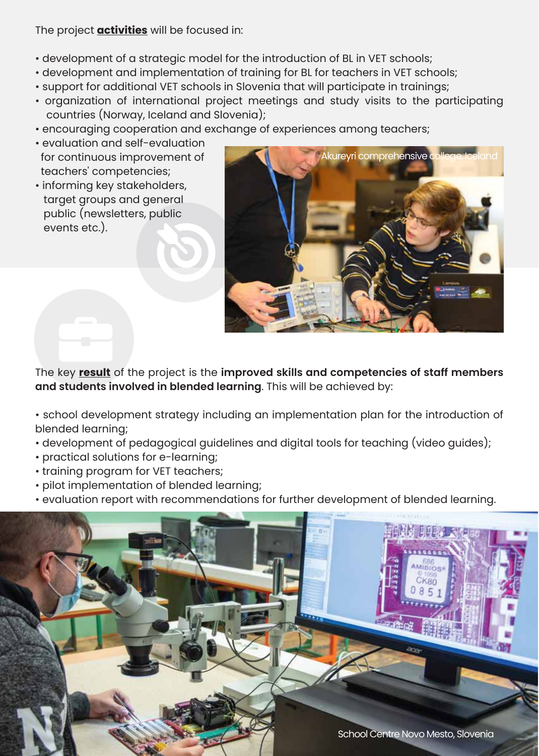The project **activities** will be focused in:

- development of a strategic model for the introduction of BL in VET schools;
- development and implementation of training for BL for teachers in VET schools;
- support for additional VET schools in Slovenia that will participate in trainings;
- organization of international project meetings and study visits to the participating countries (Norway, Iceland and Slovenia);
- encouraging cooperation and exchange of experiences among teachers;
- evaluation and self-evaluation for continuous improvement of teachers' competencies;
- informing key stakeholders, target groups and general public (newsletters, public events etc.).

Akureyri comprehensive college, Iceland

The key **result** of the project is the **improved skills and competencies of staff members and students involved in blended learning**. This will be achieved by:

- school development strategy including an implementation plan for the introduction of blended learning;
- development of pedagogical guidelines and digital tools for teaching (video guides);
- practical solutions for e-learning;
- training program for VET teachers;
- pilot implementation of blended learning;
- evaluation report with recommendations for further development of blended learning.

School Centre Novo Mesto, Slovenia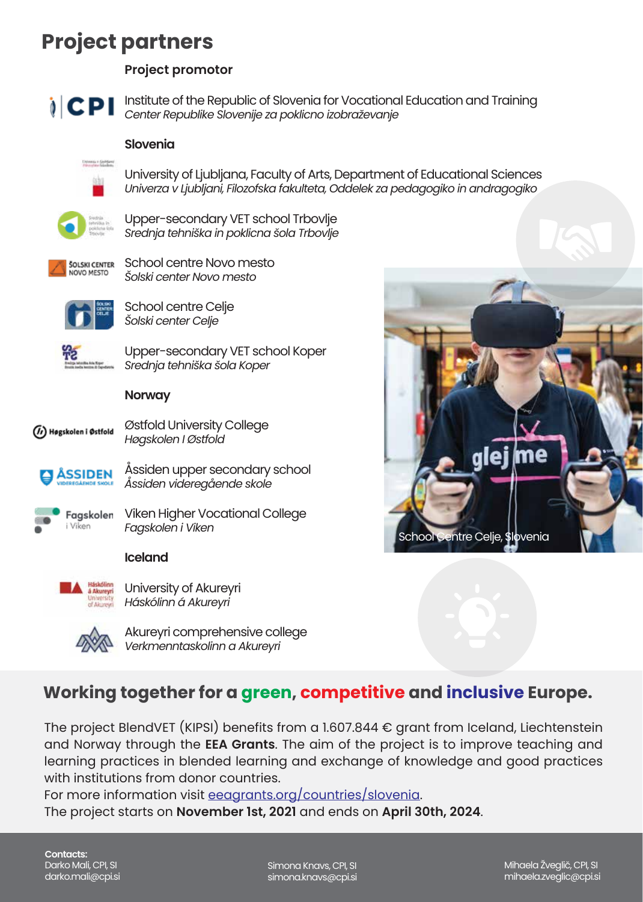# Project partners

### Project promotor

Institute of the Republic of Slovenia for Vocational Education and Training
*Center Republike Slovenije za poklicno izobraževanje*

### Slovenia

University of Ljubljana, Faculty of Arts, Department of Educational Sciences
*Univerza v Ljubljani, Filozofska fakulteta, Oddelek za pedagogiko in andragogiko*

Upper-secondary VET school Trbovlje
*Srednja tehniška in poklicna šola Trbovlje*

School centre Novo mesto
*Šolski center Novo mesto*

School centre Celje
*Šolski center Celje*

Upper-secondary VET school Koper
*Srednja tehniška šola Koper*

### Norway

Østfold University College
*Høgskolen I Østfold*

Åssiden upper secondary school
*Åssiden videregående skole*

Viken Higher Vocational College
*Fagskolen i Viken*

### Iceland

University of Akureyri
*Háskólinn á Akureyri*

Akureyri comprehensive college
*Verkmenntaskolinn a Akureyri*

School Centre Celje, Slovenia

## Working together for a green, competitive and inclusive Europe.

The project BlendVET (KIPSI) benefits from a 1.607.844 € grant from Iceland, Liechtenstein and Norway through the **EEA Grants**. The aim of the project is to improve teaching and learning practices in blended learning and exchange of knowledge and good practices with institutions from donor countries.
For more information visit eeagrants.org/countries/slovenia.
The project starts on **November 1st, 2021** and ends on **April 30th, 2024**.

**Contacts:**
Darko Mali, CPI, SI
darko.mali@cpi.si

Simona Knavs, CPI, SI
simona.knavs@cpi.si

Mihaela Žveglič, CPI, SI
mihaela.zveglic@cpi.si